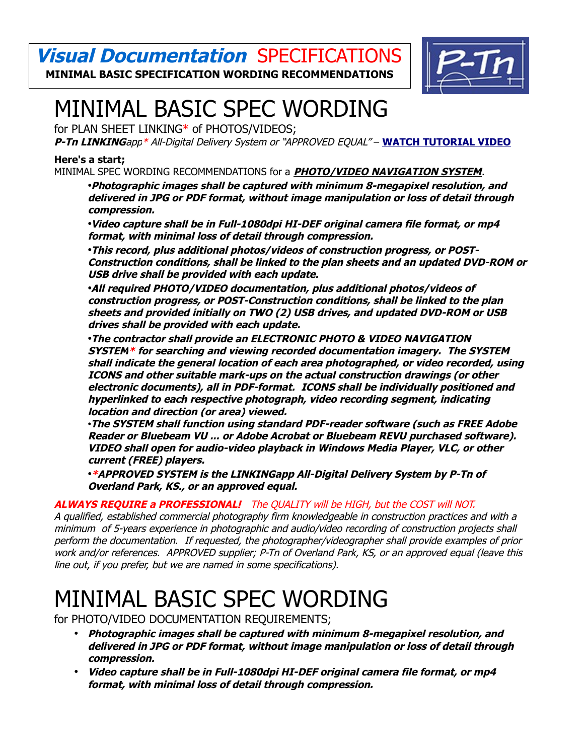**_Visual Documentation_ SPECIFICATIONS**

**MINIMAL BASIC SPECIFICATION WORDING RECOMMENDATIONS**

# MINIMAL BASIC SPEC WORDING

for PLAN SHEET LINKING* of PHOTOS/VIDEOS;

***P-Tn LINKING**app* All-Digital Delivery System or "APPROVED EQUAL" –* **WATCH TUTORIAL VIDEO**

**Here's a start;**

MINIMAL SPEC WORDING RECOMMENDATIONS for a ***PHOTO/VIDEO NAVIGATION SYSTEM***.

- ***Photographic images shall be captured with minimum 8-megapixel resolution, and delivered in JPG or PDF format, without image manipulation or loss of detail through compression.***
- ***Video capture shall be in Full-1080dpi HI-DEF original camera file format, or mp4 format, with minimal loss of detail through compression.***
- ***This record, plus additional photos/videos of construction progress, or POST-Construction conditions, shall be linked to the plan sheets and an updated DVD-ROM or USB drive shall be provided with each update.***
- ***All required PHOTO/VIDEO documentation, plus additional photos/videos of construction progress, or POST-Construction conditions, shall be linked to the plan sheets and provided initially on TWO (2) USB drives, and updated DVD-ROM or USB drives shall be provided with each update.***
- ***The contractor shall provide an ELECTRONIC PHOTO & VIDEO NAVIGATION SYSTEM* for searching and viewing recorded documentation imagery. The SYSTEM shall indicate the general location of each area photographed, or video recorded, using ICONS and other suitable mark-ups on the actual construction drawings (or other electronic documents), all in PDF-format. ICONS shall be individually positioned and hyperlinked to each respective photograph, video recording segment, indicating location and direction (or area) viewed.***
- ***The SYSTEM shall function using standard PDF-reader software (such as FREE Adobe Reader or Bluebeam VU ... or Adobe Acrobat or Bluebeam REVU purchased software). VIDEO shall open for audio-video playback in Windows Media Player, VLC, or other current (FREE) players.***
- ****APPROVED SYSTEM is the LINKINGapp All-Digital Delivery System by P-Tn of Overland Park, KS., or an approved equal.***

***ALWAYS REQUIRE a PROFESSIONAL!*** *The QUALITY will be HIGH, but the COST will NOT.*
*A qualified, established commercial photography firm knowledgeable in construction practices and with a minimum of 5-years experience in photographic and audio/video recording of construction projects shall perform the documentation. If requested, the photographer/videographer shall provide examples of prior work and/or references. APPROVED supplier; P-Tn of Overland Park, KS, or an approved equal (leave this line out, if you prefer, but we are named in some specifications).*

# MINIMAL BASIC SPEC WORDING

for PHOTO/VIDEO DOCUMENTATION REQUIREMENTS;

- ***Photographic images shall be captured with minimum 8-megapixel resolution, and delivered in JPG or PDF format, without image manipulation or loss of detail through compression.***
- ***Video capture shall be in Full-1080dpi HI-DEF original camera file format, or mp4 format, with minimal loss of detail through compression.***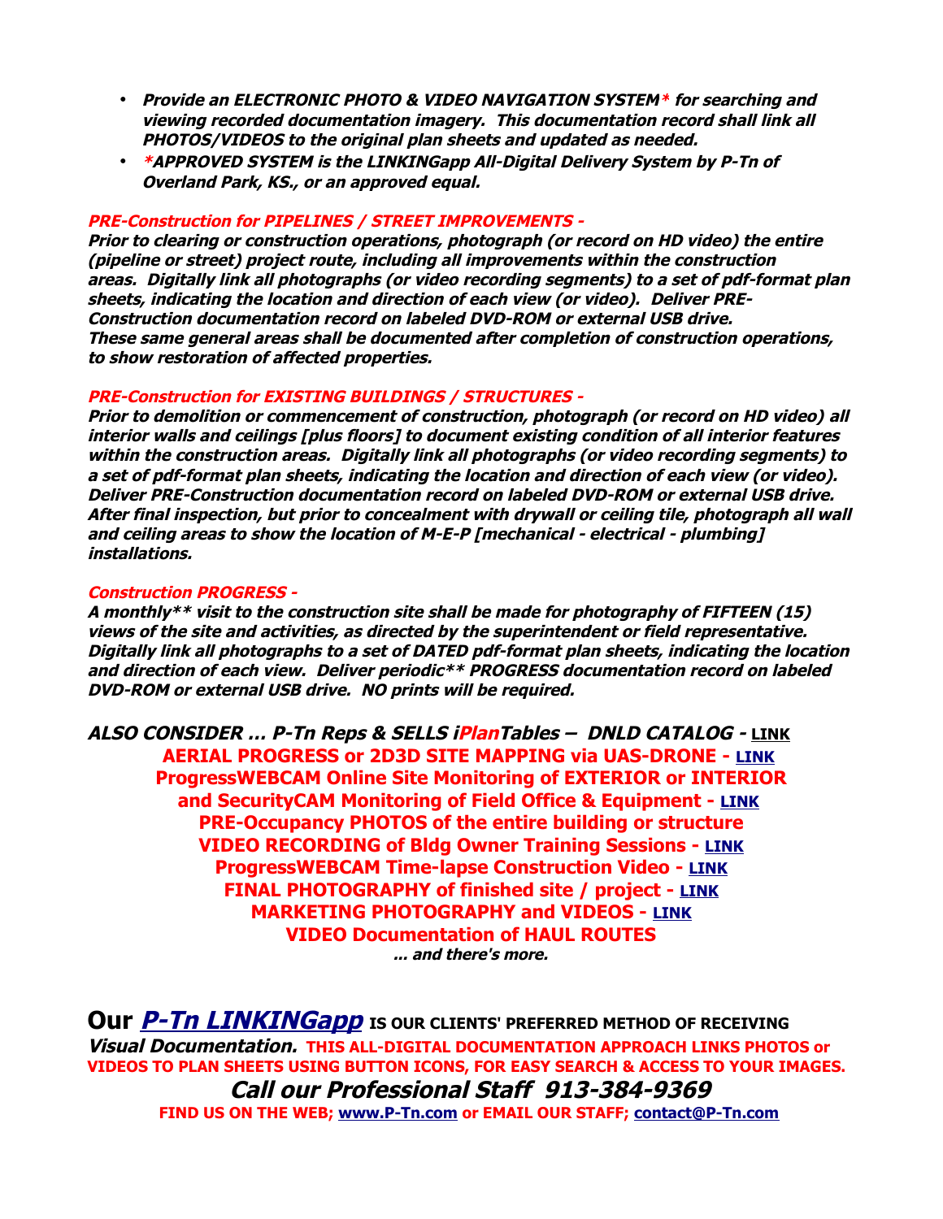- ***Provide an ELECTRONIC PHOTO & VIDEO NAVIGATION SYSTEM* for searching and viewing recorded documentation imagery. This documentation record shall link all PHOTOS/VIDEOS to the original plan sheets and updated as needed.***
- ****APPROVED SYSTEM is the LINKINGapp All-Digital Delivery System by P-Tn of Overland Park, KS., or an approved equal.***

***PRE-Construction for PIPELINES / STREET IMPROVEMENTS -***

***Prior to clearing or construction operations, photograph (or record on HD video) the entire (pipeline or street) project route, including all improvements within the construction areas. Digitally link all photographs (or video recording segments) to a set of pdf-format plan sheets, indicating the location and direction of each view (or video). Deliver PRE-Construction documentation record on labeled DVD-ROM or external USB drive. These same general areas shall be documented after completion of construction operations, to show restoration of affected properties.***

***PRE-Construction for EXISTING BUILDINGS / STRUCTURES -***

***Prior to demolition or commencement of construction, photograph (or record on HD video) all interior walls and ceilings [plus floors] to document existing condition of all interior features within the construction areas. Digitally link all photographs (or video recording segments) to a set of pdf-format plan sheets, indicating the location and direction of each view (or video). Deliver PRE-Construction documentation record on labeled DVD-ROM or external USB drive. After final inspection, but prior to concealment with drywall or ceiling tile, photograph all wall and ceiling areas to show the location of M-E-P [mechanical - electrical - plumbing] installations.***

***Construction PROGRESS -***

***A monthly** visit to the construction site shall be made for photography of FIFTEEN (15) views of the site and activities, as directed by the superintendent or field representative. Digitally link all photographs to a set of DATED pdf-format plan sheets, indicating the location and direction of each view. Deliver periodic** PROGRESS documentation record on labeled DVD-ROM or external USB drive. NO prints will be required.***

***ALSO CONSIDER … P-Tn Reps & SELLS iPlanTables – DNLD CATALOG -*** **LINK**

**AERIAL PROGRESS or 2D3D SITE MAPPING via UAS-DRONE - LINK**

**ProgressWEBCAM Online Site Monitoring of EXTERIOR or INTERIOR and SecurityCAM Monitoring of Field Office & Equipment - LINK**

**PRE-Occupancy PHOTOS of the entire building or structure**

**VIDEO RECORDING of Bldg Owner Training Sessions - LINK**

**ProgressWEBCAM Time-lapse Construction Video - LINK**

**FINAL PHOTOGRAPHY of finished site / project - LINK**

**MARKETING PHOTOGRAPHY and VIDEOS - LINK**

**VIDEO Documentation of HAUL ROUTES**

***… and there's more.***

**Our *P-Tn LINKINGapp* IS OUR CLIENTS' PREFERRED METHOD OF RECEIVING *Visual Documentation.* THIS ALL-DIGITAL DOCUMENTATION APPROACH LINKS PHOTOS or VIDEOS TO PLAN SHEETS USING BUTTON ICONS, FOR EASY SEARCH & ACCESS TO YOUR IMAGES.**

***Call our Professional Staff 913-384-9369***

**FIND US ON THE WEB; www.P-Tn.com or EMAIL OUR STAFF; contact@P-Tn.com**